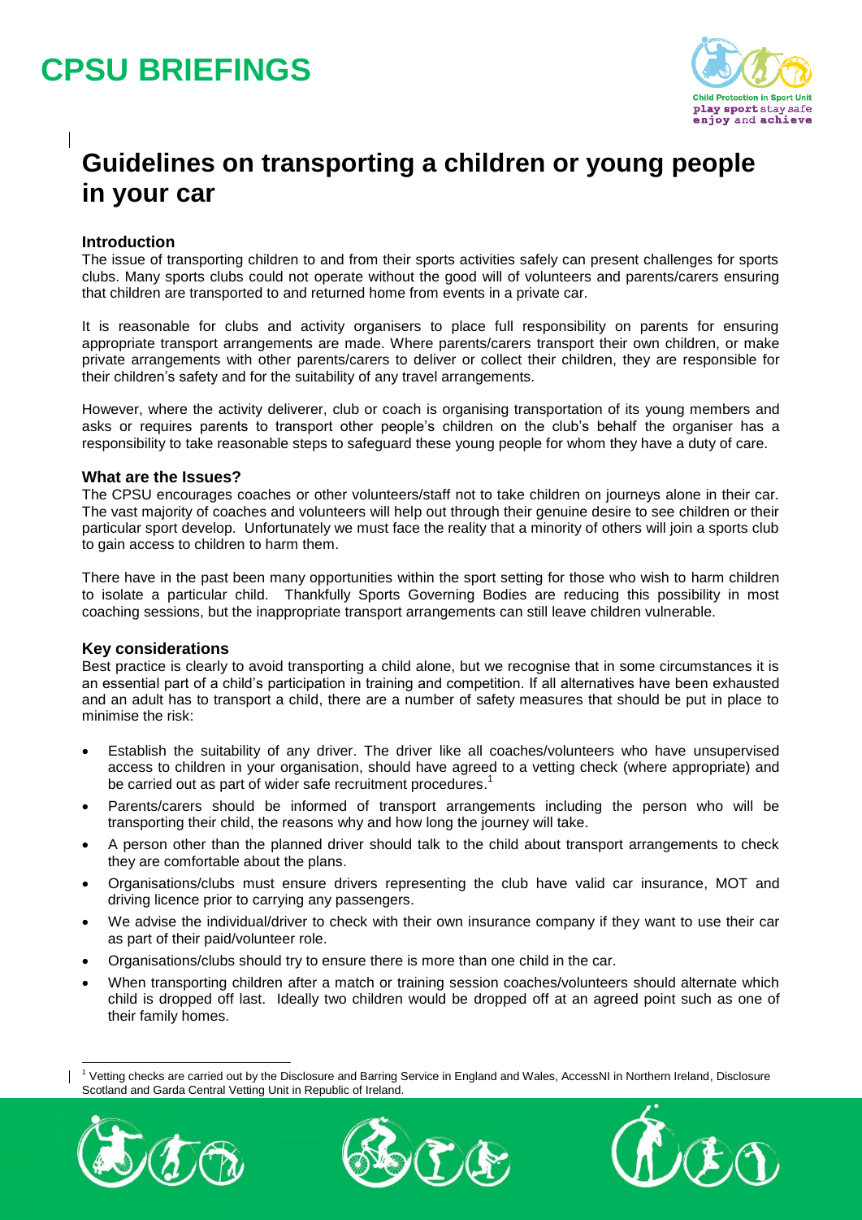# CPSU BRIEFINGS

## Guidelines on transporting a children or young people in your car

### Introduction

The issue of transporting children to and from their sports activities safely can present challenges for sports clubs. Many sports clubs could not operate without the good will of volunteers and parents/carers ensuring that children are transported to and returned home from events in a private car.

It is reasonable for clubs and activity organisers to place full responsibility on parents for ensuring appropriate transport arrangements are made. Where parents/carers transport their own children, or make private arrangements with other parents/carers to deliver or collect their children, they are responsible for their children's safety and for the suitability of any travel arrangements.

However, where the activity deliverer, club or coach is organising transportation of its young members and asks or requires parents to transport other people's children on the club's behalf the organiser has a responsibility to take reasonable steps to safeguard these young people for whom they have a duty of care.

### What are the Issues?

The CPSU encourages coaches or other volunteers/staff not to take children on journeys alone in their car. The vast majority of coaches and volunteers will help out through their genuine desire to see children or their particular sport develop. Unfortunately we must face the reality that a minority of others will join a sports club to gain access to children to harm them.

There have in the past been many opportunities within the sport setting for those who wish to harm children to isolate a particular child. Thankfully Sports Governing Bodies are reducing this possibility in most coaching sessions, but the inappropriate transport arrangements can still leave children vulnerable.

### Key considerations

Best practice is clearly to avoid transporting a child alone, but we recognise that in some circumstances it is an essential part of a child's participation in training and competition. If all alternatives have been exhausted and an adult has to transport a child, there are a number of safety measures that should be put in place to minimise the risk:

- Establish the suitability of any driver. The driver like all coaches/volunteers who have unsupervised access to children in your organisation, should have agreed to a vetting check (where appropriate) and be carried out as part of wider safe recruitment procedures.[1]
- Parents/carers should be informed of transport arrangements including the person who will be transporting their child, the reasons why and how long the journey will take.
- A person other than the planned driver should talk to the child about transport arrangements to check they are comfortable about the plans.
- Organisations/clubs must ensure drivers representing the club have valid car insurance, MOT and driving licence prior to carrying any passengers.
- We advise the individual/driver to check with their own insurance company if they want to use their car as part of their paid/volunteer role.
- Organisations/clubs should try to ensure there is more than one child in the car.
- When transporting children after a match or training session coaches/volunteers should alternate which child is dropped off last. Ideally two children would be dropped off at an agreed point such as one of their family homes.

[1] Vetting checks are carried out by the Disclosure and Barring Service in England and Wales, AccessNI in Northern Ireland, Disclosure Scotland and Garda Central Vetting Unit in Republic of Ireland.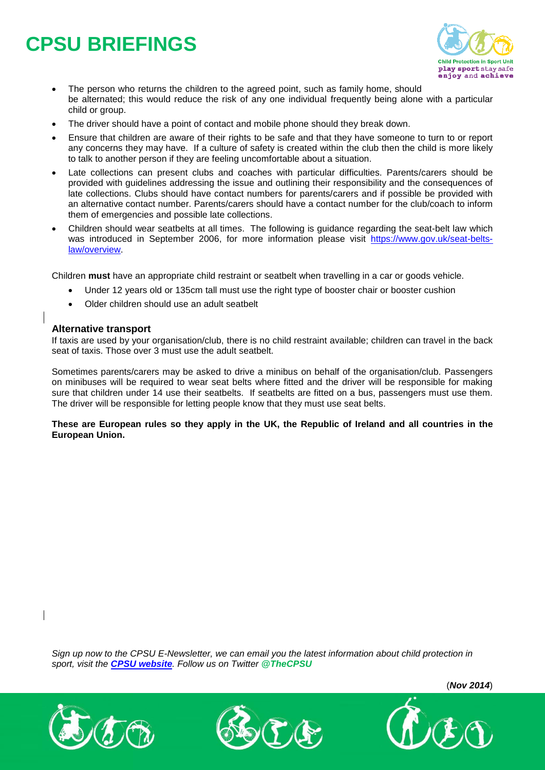- The person who returns the children to the agreed point, such as family home, should be alternated; this would reduce the risk of any one individual frequently being alone with a particular child or group.
- The driver should have a point of contact and mobile phone should they break down.
- Ensure that children are aware of their rights to be safe and that they have someone to turn to or report any concerns they may have. If a culture of safety is created within the club then the child is more likely to talk to another person if they are feeling uncomfortable about a situation.
- Late collections can present clubs and coaches with particular difficulties. Parents/carers should be provided with guidelines addressing the issue and outlining their responsibility and the consequences of late collections. Clubs should have contact numbers for parents/carers and if possible be provided with an alternative contact number. Parents/carers should have a contact number for the club/coach to inform them of emergencies and possible late collections.
- Children should wear seatbelts at all times. The following is guidance regarding the seat-belt law which was introduced in September 2006, for more information please visit [https://www.gov.uk/seat-belts-law/overview](https://www.gov.uk/seat-belts-law/overview).

Children **must** have an appropriate child restraint or seatbelt when travelling in a car or goods vehicle.

- Under 12 years old or 135cm tall must use the right type of booster chair or booster cushion
- Older children should use an adult seatbelt

### Alternative transport

If taxis are used by your organisation/club, there is no child restraint available; children can travel in the back seat of taxis. Those over 3 must use the adult seatbelt.

Sometimes parents/carers may be asked to drive a minibus on behalf of the organisation/club. Passengers on minibuses will be required to wear seat belts where fitted and the driver will be responsible for making sure that children under 14 use their seatbelts. If seatbelts are fitted on a bus, passengers must use them. The driver will be responsible for letting people know that they must use seat belts.

**These are European rules so they apply in the UK, the Republic of Ireland and all countries in the European Union.**

*Sign up now to the CPSU E-Newsletter, we can email you the latest information about child protection in sport, visit the* ***[CPSU website](CPSU website)****. Follow us on Twitter* ***@TheCPSU***

(***Nov 2014***)